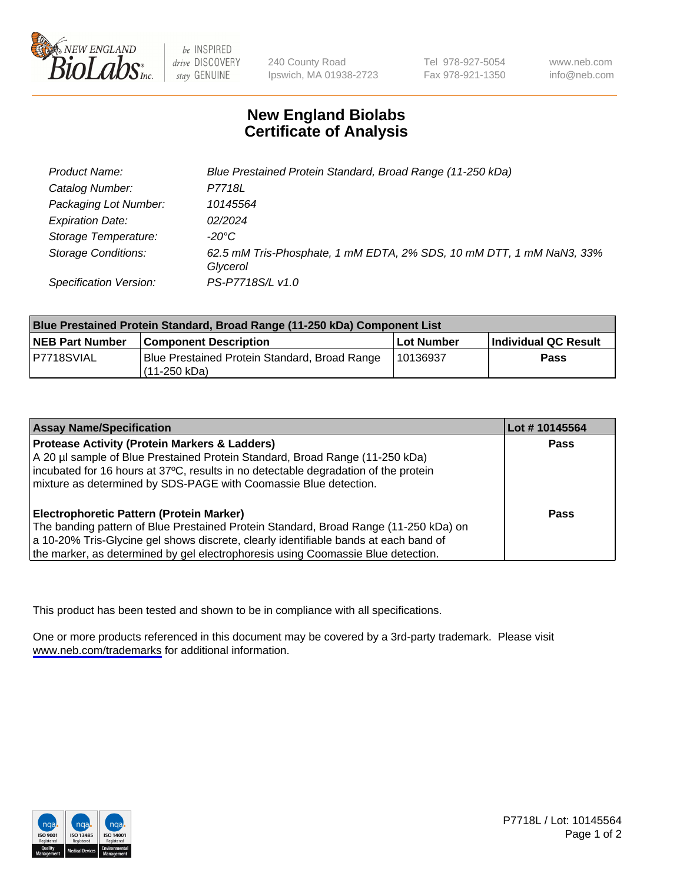240 County Road
Ipswich, MA 01938-2723

Tel 978-927-5054
Fax 978-921-1350

www.neb.com
info@neb.com

# New England Biolabs
# Certificate of Analysis

| | |
|---|---|
| *Product Name:* | *Blue Prestained Protein Standard, Broad Range (11-250 kDa)* |
| *Catalog Number:* | *P7718L* |
| *Packaging Lot Number:* | *10145564* |
| *Expiration Date:* | *02/2024* |
| *Storage Temperature:* | *-20°C* |
| *Storage Conditions:* | *62.5 mM Tris-Phosphate, 1 mM EDTA, 2% SDS, 10 mM DTT, 1 mM NaN3, 33% Glycerol* |
| *Specification Version:* | *PS-P7718S/L v1.0* |

| Blue Prestained Protein Standard, Broad Range (11-250 kDa) Component List | | | |
|---|---|---|---|
| **NEB Part Number** | **Component Description** | **Lot Number** | **Individual QC Result** |
| P7718SVIAL | Blue Prestained Protein Standard, Broad Range (11-250 kDa) | 10136937 | **Pass** |

| Assay Name/Specification | Lot # 10145564 |
|---|---|
| **Protease Activity (Protein Markers & Ladders)**<br>A 20 µl sample of Blue Prestained Protein Standard, Broad Range (11-250 kDa) incubated for 16 hours at 37ºC, results in no detectable degradation of the protein mixture as determined by SDS-PAGE with Coomassie Blue detection. | **Pass** |
| **Electrophoretic Pattern (Protein Marker)**<br>The banding pattern of Blue Prestained Protein Standard, Broad Range (11-250 kDa) on a 10-20% Tris-Glycine gel shows discrete, clearly identifiable bands at each band of the marker, as determined by gel electrophoresis using Coomassie Blue detection. | **Pass** |

This product has been tested and shown to be in compliance with all specifications.

One or more products referenced in this document may be covered by a 3rd-party trademark. Please visit www.neb.com/trademarks for additional information.

P7718L / Lot: 10145564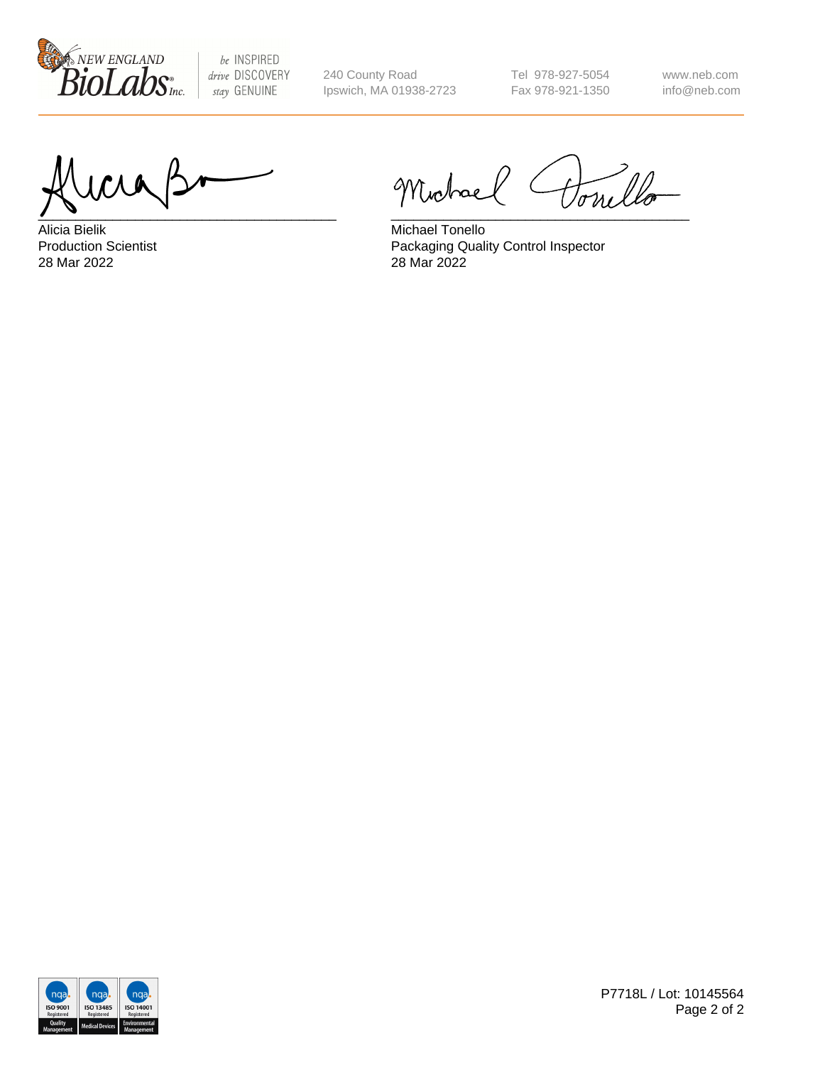240 County Road
Ipswich, MA 01938-2723

Tel 978-927-5054
Fax 978-921-1350

www.neb.com
info@neb.com

Alicia Bielik
Production Scientist
28 Mar 2022

Michael Tonello
Packaging Quality Control Inspector
28 Mar 2022

P7718L / Lot: 10145564